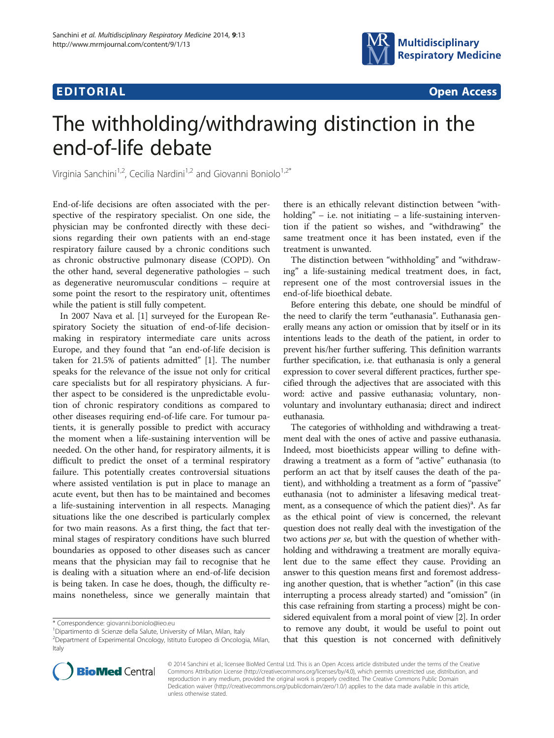EDITORIAL

Open Access

# The withholding/withdrawing distinction in the end-of-life debate

Virginia Sanchini[1,2], Cecilia Nardini[1,2] and Giovanni Boniolo[1,2*]

End-of-life decisions are often associated with the perspective of the respiratory specialist. On one side, the physician may be confronted directly with these decisions regarding their own patients with an end-stage respiratory failure caused by a chronic conditions such as chronic obstructive pulmonary disease (COPD). On the other hand, several degenerative pathologies – such as degenerative neuromuscular conditions – require at some point the resort to the respiratory unit, oftentimes while the patient is still fully competent.

In 2007 Nava et al. [1] surveyed for the European Respiratory Society the situation of end-of-life decision-making in respiratory intermediate care units across Europe, and they found that "an end-of-life decision is taken for 21.5% of patients admitted" [1]. The number speaks for the relevance of the issue not only for critical care specialists but for all respiratory physicians. A further aspect to be considered is the unpredictable evolution of chronic respiratory conditions as compared to other diseases requiring end-of-life care. For tumour patients, it is generally possible to predict with accuracy the moment when a life-sustaining intervention will be needed. On the other hand, for respiratory ailments, it is difficult to predict the onset of a terminal respiratory failure. This potentially creates controversial situations where assisted ventilation is put in place to manage an acute event, but then has to be maintained and becomes a life-sustaining intervention in all respects. Managing situations like the one described is particularly complex for two main reasons. As a first thing, the fact that terminal stages of respiratory conditions have such blurred boundaries as opposed to other diseases such as cancer means that the physician may fail to recognise that he is dealing with a situation where an end-of-life decision is being taken. In case he does, though, the difficulty remains nonetheless, since we generally maintain that there is an ethically relevant distinction between "withholding" – i.e. not initiating – a life-sustaining intervention if the patient so wishes, and "withdrawing" the same treatment once it has been instated, even if the treatment is unwanted.

The distinction between "withholding" and "withdrawing" a life-sustaining medical treatment does, in fact, represent one of the most controversial issues in the end-of-life bioethical debate.

Before entering this debate, one should be mindful of the need to clarify the term "euthanasia". Euthanasia generally means any action or omission that by itself or in its intentions leads to the death of the patient, in order to prevent his/her further suffering. This definition warrants further specification, i.e. that euthanasia is only a general expression to cover several different practices, further specified through the adjectives that are associated with this word: active and passive euthanasia; voluntary, non-voluntary and involuntary euthanasia; direct and indirect euthanasia.

The categories of withholding and withdrawing a treatment deal with the ones of active and passive euthanasia. Indeed, most bioethicists appear willing to define withdrawing a treatment as a form of "active" euthanasia (to perform an act that by itself causes the death of the patient), and withholding a treatment as a form of "passive" euthanasia (not to administer a lifesaving medical treatment, as a consequence of which the patient dies)[a]. As far as the ethical point of view is concerned, the relevant question does not really deal with the investigation of the two actions *per se*, but with the question of whether withholding and withdrawing a treatment are morally equivalent due to the same effect they cause. Providing an answer to this question means first and foremost addressing another question, that is whether "action" (in this case interrupting a process already started) and "omission" (in this case refraining from starting a process) might be considered equivalent from a moral point of view [2]. In order to remove any doubt, it would be useful to point out that this question is not concerned with definitively

\* Correspondence: giovanni.boniolo@ieo.eu
[1]Dipartimento di Scienze della Salute, University of Milan, Milan, Italy
[2]Department of Experimental Oncology, Istituto Europeo di Oncologia, Milan, Italy

© 2014 Sanchini et al.; licensee BioMed Central Ltd. This is an Open Access article distributed under the terms of the Creative Commons Attribution License (http://creativecommons.org/licenses/by/4.0), which permits unrestricted use, distribution, and reproduction in any medium, provided the original work is properly credited. The Creative Commons Public Domain Dedication waiver (http://creativecommons.org/publicdomain/zero/1.0/) applies to the data made available in this article, unless otherwise stated.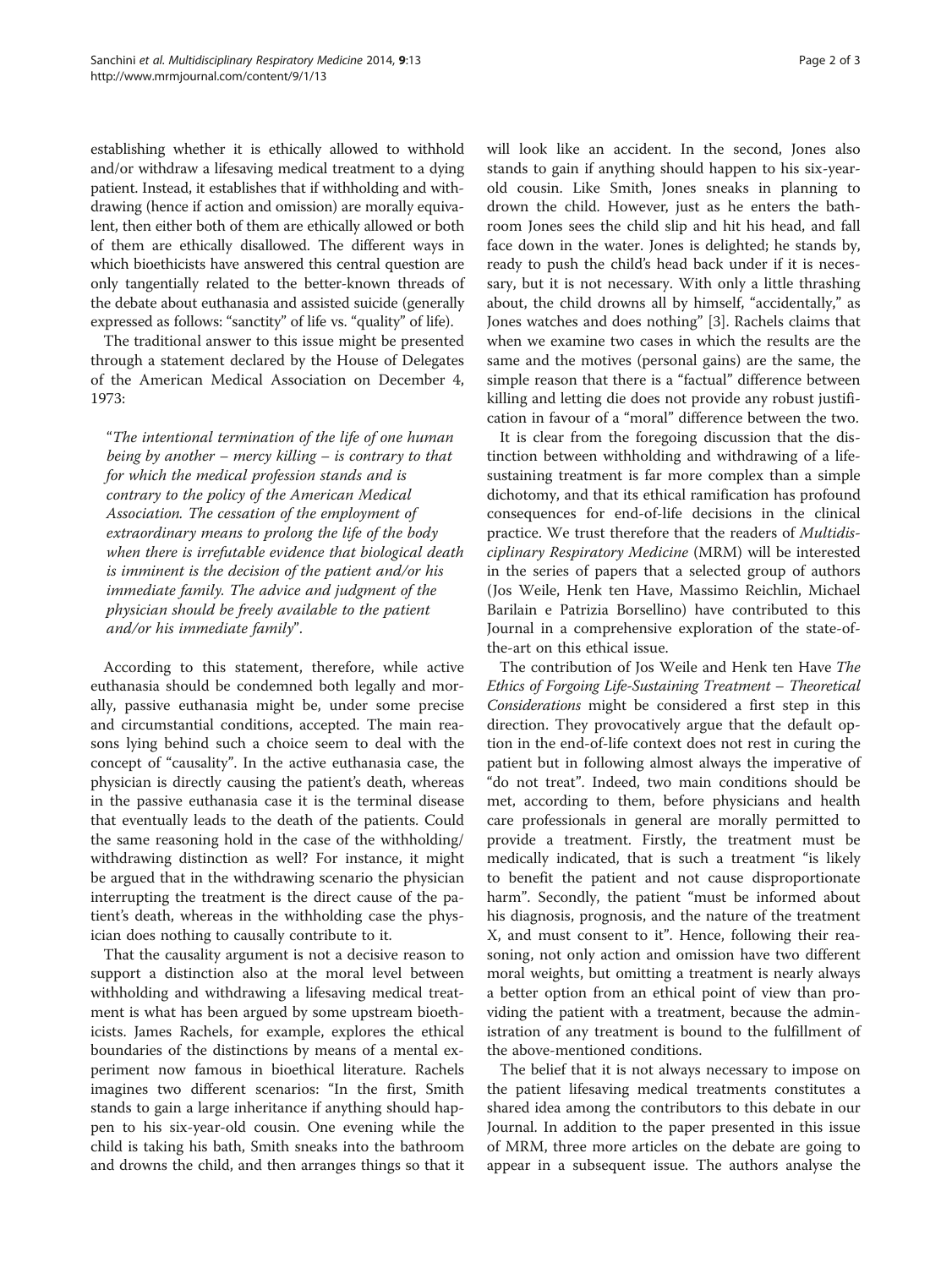establishing whether it is ethically allowed to withhold and/or withdraw a lifesaving medical treatment to a dying patient. Instead, it establishes that if withholding and withdrawing (hence if action and omission) are morally equivalent, then either both of them are ethically allowed or both of them are ethically disallowed. The different ways in which bioethicists have answered this central question are only tangentially related to the better-known threads of the debate about euthanasia and assisted suicide (generally expressed as follows: "sanctity" of life vs. "quality" of life).

The traditional answer to this issue might be presented through a statement declared by the House of Delegates of the American Medical Association on December 4, 1973:

> "*The intentional termination of the life of one human being by another – mercy killing – is contrary to that for which the medical profession stands and is contrary to the policy of the American Medical Association. The cessation of the employment of extraordinary means to prolong the life of the body when there is irrefutable evidence that biological death is imminent is the decision of the patient and/or his immediate family. The advice and judgment of the physician should be freely available to the patient and/or his immediate family*".

According to this statement, therefore, while active euthanasia should be condemned both legally and morally, passive euthanasia might be, under some precise and circumstantial conditions, accepted. The main reasons lying behind such a choice seem to deal with the concept of "causality". In the active euthanasia case, the physician is directly causing the patient's death, whereas in the passive euthanasia case it is the terminal disease that eventually leads to the death of the patients. Could the same reasoning hold in the case of the withholding/withdrawing distinction as well? For instance, it might be argued that in the withdrawing scenario the physician interrupting the treatment is the direct cause of the patient's death, whereas in the withholding case the physician does nothing to causally contribute to it.

That the causality argument is not a decisive reason to support a distinction also at the moral level between withholding and withdrawing a lifesaving medical treatment is what has been argued by some upstream bioethicists. James Rachels, for example, explores the ethical boundaries of the distinctions by means of a mental experiment now famous in bioethical literature. Rachels imagines two different scenarios: "In the first, Smith stands to gain a large inheritance if anything should happen to his six-year-old cousin. One evening while the child is taking his bath, Smith sneaks into the bathroom and drowns the child, and then arranges things so that it will look like an accident. In the second, Jones also stands to gain if anything should happen to his six-year-old cousin. Like Smith, Jones sneaks in planning to drown the child. However, just as he enters the bathroom Jones sees the child slip and hit his head, and fall face down in the water. Jones is delighted; he stands by, ready to push the child's head back under if it is necessary, but it is not necessary. With only a little thrashing about, the child drowns all by himself, "accidentally," as Jones watches and does nothing" [3]. Rachels claims that when we examine two cases in which the results are the same and the motives (personal gains) are the same, the simple reason that there is a "factual" difference between killing and letting die does not provide any robust justification in favour of a "moral" difference between the two.

It is clear from the foregoing discussion that the distinction between withholding and withdrawing of a life-sustaining treatment is far more complex than a simple dichotomy, and that its ethical ramification has profound consequences for end-of-life decisions in the clinical practice. We trust therefore that the readers of *Multidisciplinary Respiratory Medicine* (MRM) will be interested in the series of papers that a selected group of authors (Jos Weile, Henk ten Have, Massimo Reichlin, Michael Barilain e Patrizia Borsellino) have contributed to this Journal in a comprehensive exploration of the state-of-the-art on this ethical issue.

The contribution of Jos Weile and Henk ten Have *The Ethics of Forgoing Life-Sustaining Treatment – Theoretical Considerations* might be considered a first step in this direction. They provocatively argue that the default option in the end-of-life context does not rest in curing the patient but in following almost always the imperative of "do not treat". Indeed, two main conditions should be met, according to them, before physicians and health care professionals in general are morally permitted to provide a treatment. Firstly, the treatment must be medically indicated, that is such a treatment "is likely to benefit the patient and not cause disproportionate harm". Secondly, the patient "must be informed about his diagnosis, prognosis, and the nature of the treatment X, and must consent to it". Hence, following their reasoning, not only action and omission have two different moral weights, but omitting a treatment is nearly always a better option from an ethical point of view than providing the patient with a treatment, because the administration of any treatment is bound to the fulfillment of the above-mentioned conditions.

The belief that it is not always necessary to impose on the patient lifesaving medical treatments constitutes a shared idea among the contributors to this debate in our Journal. In addition to the paper presented in this issue of MRM, three more articles on the debate are going to appear in a subsequent issue. The authors analyse the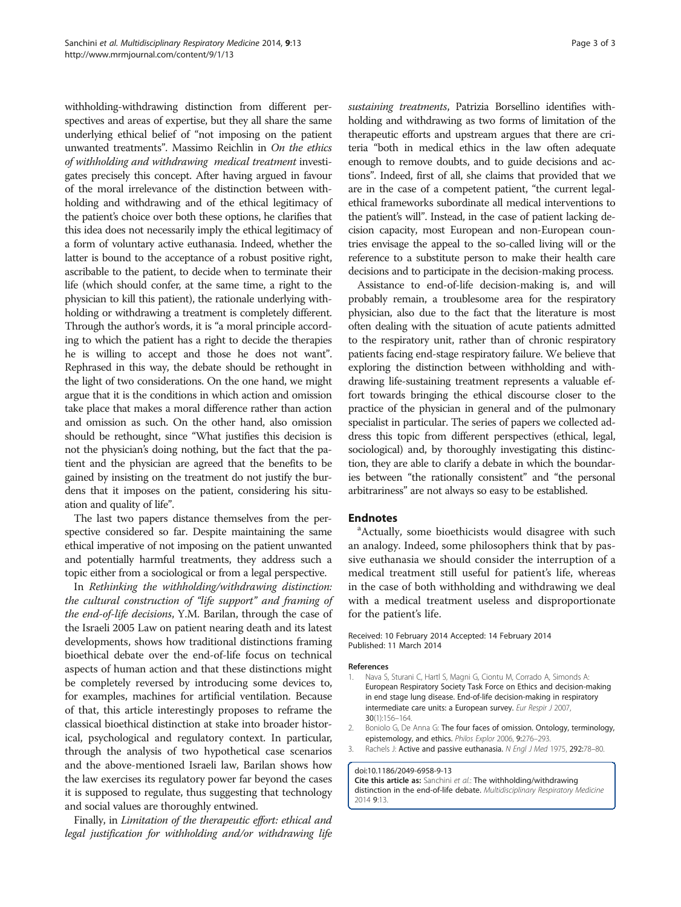withholding-withdrawing distinction from different perspectives and areas of expertise, but they all share the same underlying ethical belief of "not imposing on the patient unwanted treatments". Massimo Reichlin in *On the ethics of withholding and withdrawing medical treatment* investigates precisely this concept. After having argued in favour of the moral irrelevance of the distinction between withholding and withdrawing and of the ethical legitimacy of the patient's choice over both these options, he clarifies that this idea does not necessarily imply the ethical legitimacy of a form of voluntary active euthanasia. Indeed, whether the latter is bound to the acceptance of a robust positive right, ascribable to the patient, to decide when to terminate their life (which should confer, at the same time, a right to the physician to kill this patient), the rationale underlying withholding or withdrawing a treatment is completely different. Through the author's words, it is "a moral principle according to which the patient has a right to decide the therapies he is willing to accept and those he does not want". Rephrased in this way, the debate should be rethought in the light of two considerations. On the one hand, we might argue that it is the conditions in which action and omission take place that makes a moral difference rather than action and omission as such. On the other hand, also omission should be rethought, since "What justifies this decision is not the physician's doing nothing, but the fact that the patient and the physician are agreed that the benefits to be gained by insisting on the treatment do not justify the burdens that it imposes on the patient, considering his situation and quality of life".

The last two papers distance themselves from the perspective considered so far. Despite maintaining the same ethical imperative of not imposing on the patient unwanted and potentially harmful treatments, they address such a topic either from a sociological or from a legal perspective.

In *Rethinking the withholding/withdrawing distinction: the cultural construction of "life support" and framing of the end-of-life decisions*, Y.M. Barilan, through the case of the Israeli 2005 Law on patient nearing death and its latest developments, shows how traditional distinctions framing bioethical debate over the end-of-life focus on technical aspects of human action and that these distinctions might be completely reversed by introducing some devices to, for examples, machines for artificial ventilation. Because of that, this article interestingly proposes to reframe the classical bioethical distinction at stake into broader historical, psychological and regulatory context. In particular, through the analysis of two hypothetical case scenarios and the above-mentioned Israeli law, Barilan shows how the law exercises its regulatory power far beyond the cases it is supposed to regulate, thus suggesting that technology and social values are thoroughly entwined.

Finally, in *Limitation of the therapeutic effort: ethical and legal justification for withholding and/or withdrawing life sustaining treatments*, Patrizia Borsellino identifies withholding and withdrawing as two forms of limitation of the therapeutic efforts and upstream argues that there are criteria "both in medical ethics in the law often adequate enough to remove doubts, and to guide decisions and actions". Indeed, first of all, she claims that provided that we are in the case of a competent patient, "the current legal-ethical frameworks subordinate all medical interventions to the patient's will". Instead, in the case of patient lacking decision capacity, most European and non-European countries envisage the appeal to the so-called living will or the reference to a substitute person to make their health care decisions and to participate in the decision-making process.

Assistance to end-of-life decision-making is, and will probably remain, a troublesome area for the respiratory physician, also due to the fact that the literature is most often dealing with the situation of acute patients admitted to the respiratory unit, rather than of chronic respiratory patients facing end-stage respiratory failure. We believe that exploring the distinction between withholding and withdrawing life-sustaining treatment represents a valuable effort towards bringing the ethical discourse closer to the practice of the physician in general and of the pulmonary specialist in particular. The series of papers we collected address this topic from different perspectives (ethical, legal, sociological) and, by thoroughly investigating this distinction, they are able to clarify a debate in which the boundaries between "the rationally consistent" and "the personal arbitrariness" are not always so easy to be established.

## Endnotes

[a]Actually, some bioethicists would disagree with such an analogy. Indeed, some philosophers think that by passive euthanasia we should consider the interruption of a medical treatment still useful for patient's life, whereas in the case of both withholding and withdrawing we deal with a medical treatment useless and disproportionate for the patient's life.

Received: 10 February 2014 Accepted: 14 February 2014
Published: 11 March 2014

### References

1. Nava S, Sturani C, Hartl S, Magni G, Ciontu M, Corrado A, Simonds A: European Respiratory Society Task Force on Ethics and decision-making in end stage lung disease. End-of-life decision-making in respiratory intermediate care units: a European survey. *Eur Respir J* 2007, **30**(1):156–164.
2. Boniolo G, De Anna G: The four faces of omission. Ontology, terminology, epistemology, and ethics. *Philos Explor* 2006, **9**:276–293.
3. Rachels J: Active and passive euthanasia. *N Engl J Med* 1975, **292**:78–80.

doi:10.1186/2049-6958-9-13
**Cite this article as:** Sanchini *et al.*: The withholding/withdrawing distinction in the end-of-life debate. *Multidisciplinary Respiratory Medicine* 2014 **9**:13.